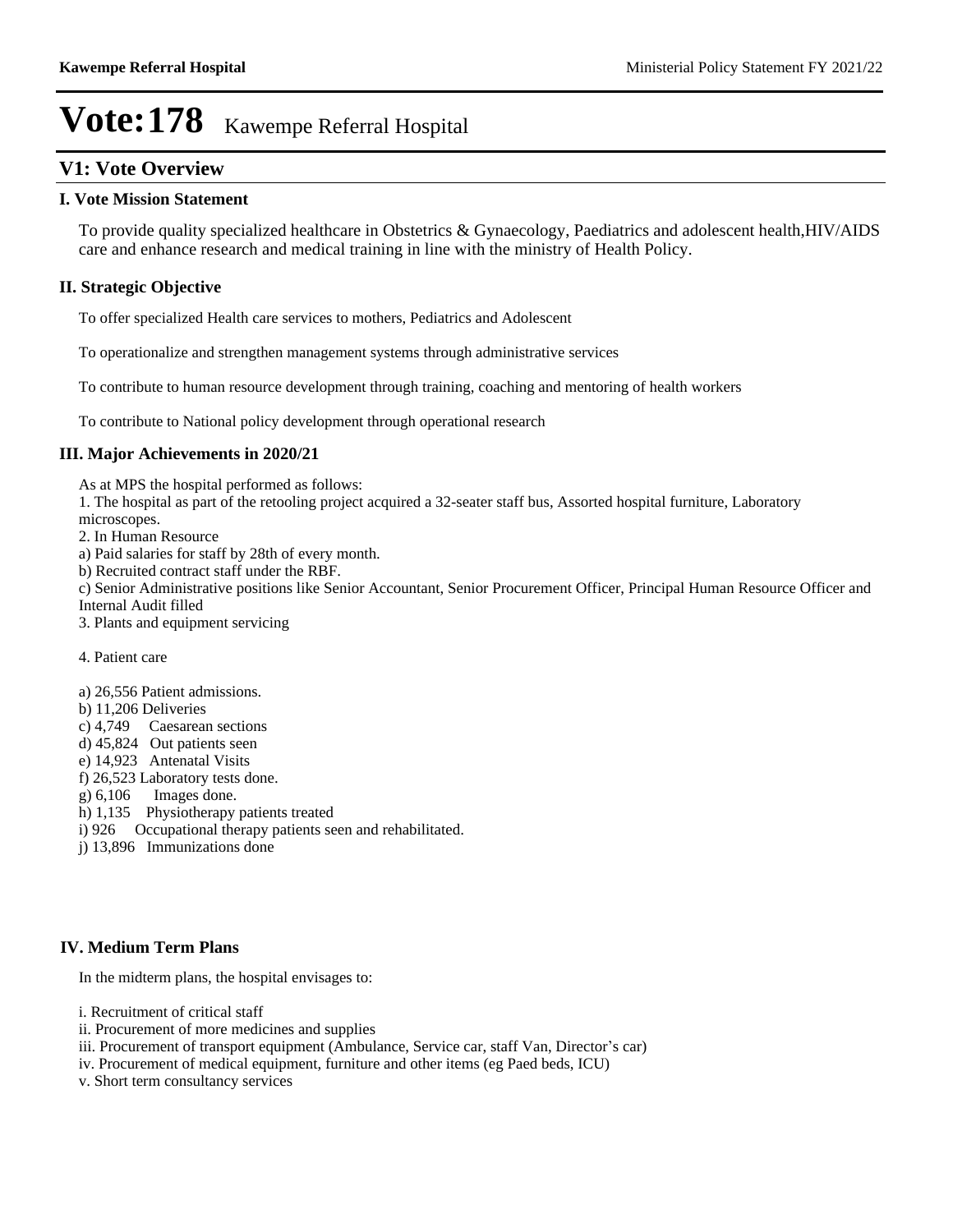# Vote:178 Kawempe Referral Hospital

## V1: Vote Overview

### I. Vote Mission Statement

To provide quality specialized healthcare in Obstetrics & Gynaecology, Paediatrics and adolescent health,HIV/AIDS care and enhance research and medical training in line with the ministry of Health Policy.

### II. Strategic Objective

To offer specialized Health care services to mothers, Pediatrics and Adolescent

To operationalize and strengthen management systems through administrative services

To contribute to human resource development through training, coaching and mentoring of health workers

To contribute to National policy development through operational research

### III. Major Achievements in 2020/21

As at MPS the hospital performed as follows:

1. The hospital as part of the retooling project acquired a 32-seater staff bus, Assorted hospital furniture, Laboratory microscopes.
2. In Human Resource

a) Paid salaries for staff by 28th of every month.
b) Recruited contract staff under the RBF.
c) Senior Administrative positions like Senior Accountant, Senior Procurement Officer, Principal Human Resource Officer and Internal Audit filled

3. Plants and equipment servicing

4. Patient care

a) 26,556 Patient admissions.
b) 11,206 Deliveries
c) 4,749 Caesarean sections
d) 45,824 Out patients seen
e) 14,923 Antenatal Visits
f) 26,523 Laboratory tests done.
g) 6,106 Images done.
h) 1,135 Physiotherapy patients treated
i) 926 Occupational therapy patients seen and rehabilitated.
j) 13,896 Immunizations done

### IV. Medium Term Plans

In the midterm plans, the hospital envisages to:

i. Recruitment of critical staff
ii. Procurement of more medicines and supplies
iii. Procurement of transport equipment (Ambulance, Service car, staff Van, Director's car)
iv. Procurement of medical equipment, furniture and other items (eg Paed beds, ICU)
v. Short term consultancy services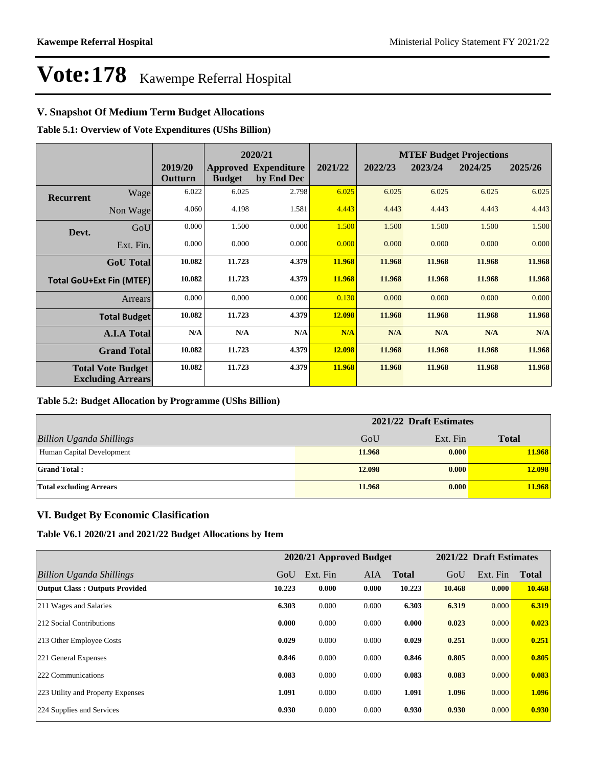# Vote:178 Kawempe Referral Hospital

## V. Snapshot Of Medium Term Budget Allocations

**Table 5.1: Overview of Vote Expenditures (UShs Billion)**

| | | | 2020/21 | | | MTEF Budget Projections | | | |
|---|---|---|---|---|---|---|---|---|---|
| | | 2019/20 Outturn | Approved Budget | Expenditure by End Dec | 2021/22 | 2022/23 | 2023/24 | 2024/25 | 2025/26 |
| Recurrent | Wage | 6.022 | 6.025 | 2.798 | 6.025 | 6.025 | 6.025 | 6.025 | 6.025 |
| | Non Wage | 4.060 | 4.198 | 1.581 | 4.443 | 4.443 | 4.443 | 4.443 | 4.443 |
| Devt. | GoU | 0.000 | 1.500 | 0.000 | 1.500 | 1.500 | 1.500 | 1.500 | 1.500 |
| | Ext. Fin. | 0.000 | 0.000 | 0.000 | 0.000 | 0.000 | 0.000 | 0.000 | 0.000 |
| **GoU Total** | | **10.082** | **11.723** | **4.379** | **11.968** | **11.968** | **11.968** | **11.968** | **11.968** |
| **Total GoU+Ext Fin (MTEF)** | | **10.082** | **11.723** | **4.379** | **11.968** | **11.968** | **11.968** | **11.968** | **11.968** |
| Arrears | | 0.000 | 0.000 | 0.000 | 0.130 | 0.000 | 0.000 | 0.000 | 0.000 |
| **Total Budget** | | **10.082** | **11.723** | **4.379** | **12.098** | **11.968** | **11.968** | **11.968** | **11.968** |
| **A.I.A Total** | | **N/A** | **N/A** | **N/A** | **N/A** | **N/A** | **N/A** | **N/A** | **N/A** |
| **Grand Total** | | **10.082** | **11.723** | **4.379** | **12.098** | **11.968** | **11.968** | **11.968** | **11.968** |
| **Total Vote Budget Excluding Arrears** | | **10.082** | **11.723** | **4.379** | **11.968** | **11.968** | **11.968** | **11.968** | **11.968** |

**Table 5.2: Budget Allocation by Programme (UShs Billion)**

| | 2021/22 Draft Estimates | | |
|---|---|---|---|
| *Billion Uganda Shillings* | GoU | Ext. Fin | **Total** |
| Human Capital Development | **11.968** | **0.000** | **11.968** |
| **Grand Total :** | **12.098** | **0.000** | **12.098** |
| **Total excluding Arrears** | **11.968** | **0.000** | **11.968** |

## VI. Budget By Economic Clasification

**Table V6.1 2020/21 and 2021/22 Budget Allocations by Item**

| | 2020/21 Approved Budget | | | | 2021/22 Draft Estimates | | |
|---|---|---|---|---|---|---|---|
| *Billion Uganda Shillings* | GoU | Ext. Fin | AIA | **Total** | GoU | Ext. Fin | **Total** |
| **Output Class : Outputs Provided** | **10.223** | **0.000** | **0.000** | **10.223** | **10.468** | **0.000** | **10.468** |
| 211 Wages and Salaries | **6.303** | 0.000 | 0.000 | **6.303** | **6.319** | 0.000 | **6.319** |
| 212 Social Contributions | **0.000** | 0.000 | 0.000 | **0.000** | **0.023** | 0.000 | **0.023** |
| 213 Other Employee Costs | **0.029** | 0.000 | 0.000 | **0.029** | **0.251** | 0.000 | **0.251** |
| 221 General Expenses | **0.846** | 0.000 | 0.000 | **0.846** | **0.805** | 0.000 | **0.805** |
| 222 Communications | **0.083** | 0.000 | 0.000 | **0.083** | **0.083** | 0.000 | **0.083** |
| 223 Utility and Property Expenses | **1.091** | 0.000 | 0.000 | **1.091** | **1.096** | 0.000 | **1.096** |
| 224 Supplies and Services | **0.930** | 0.000 | 0.000 | **0.930** | **0.930** | 0.000 | **0.930** |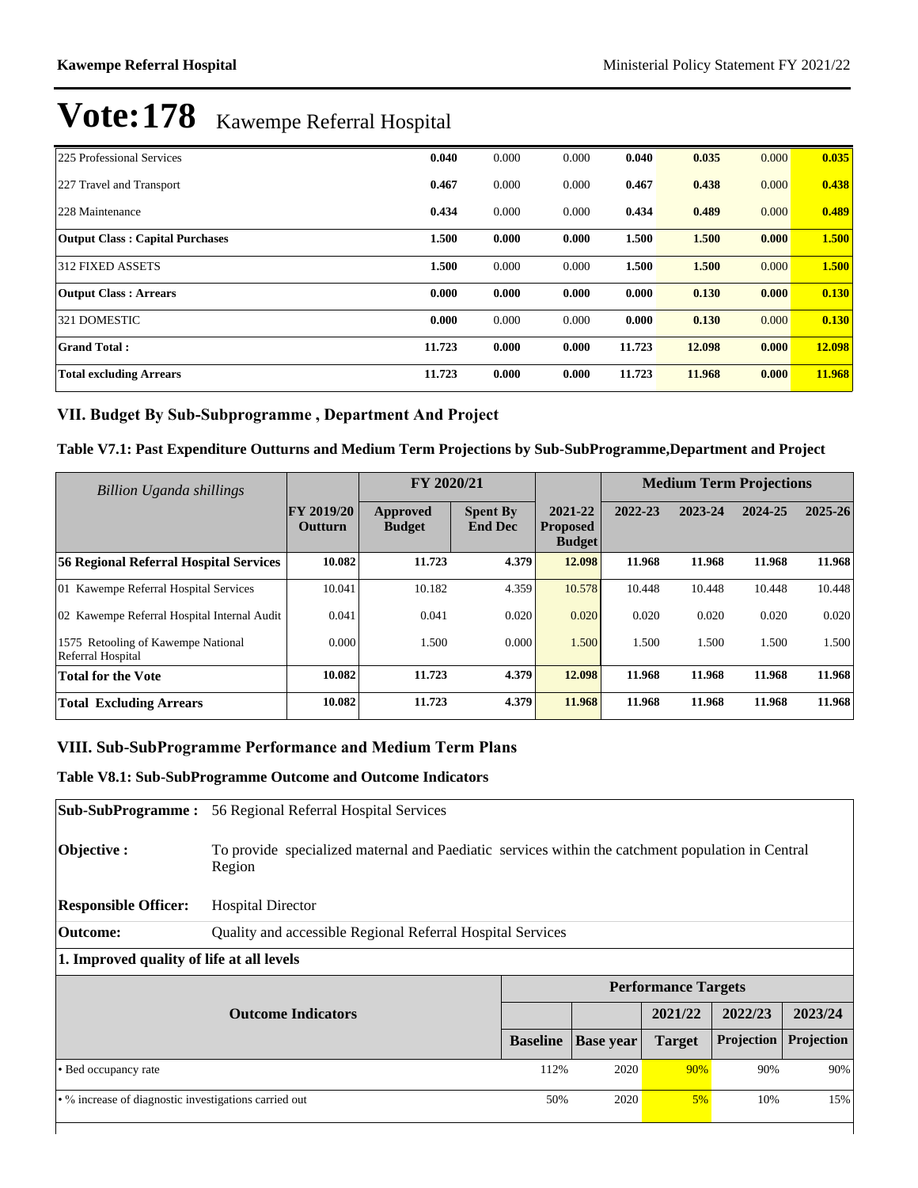# Vote:178 Kawempe Referral Hospital

| | | | | | | | |
|---|---|---|---|---|---|---|---|
| 225 Professional Services | **0.040** | 0.000 | 0.000 | **0.040** | **0.035** | 0.000 | **0.035** |
| 227 Travel and Transport | **0.467** | 0.000 | 0.000 | **0.467** | **0.438** | 0.000 | **0.438** |
| 228 Maintenance | **0.434** | 0.000 | 0.000 | **0.434** | **0.489** | 0.000 | **0.489** |
| **Output Class : Capital Purchases** | **1.500** | **0.000** | **0.000** | **1.500** | **1.500** | **0.000** | **1.500** |
| 312 FIXED ASSETS | **1.500** | 0.000 | 0.000 | **1.500** | **1.500** | 0.000 | **1.500** |
| **Output Class : Arrears** | **0.000** | **0.000** | **0.000** | **0.000** | **0.130** | **0.000** | **0.130** |
| 321 DOMESTIC | **0.000** | 0.000 | 0.000 | **0.000** | **0.130** | 0.000 | **0.130** |
| **Grand Total :** | **11.723** | **0.000** | **0.000** | **11.723** | **12.098** | **0.000** | **12.098** |
| **Total excluding Arrears** | **11.723** | **0.000** | **0.000** | **11.723** | **11.968** | **0.000** | **11.968** |

## VII. Budget By Sub-Subprogramme , Department And Project

### Table V7.1: Past Expenditure Outturns and Medium Term Projections by Sub-SubProgramme,Department and Project

| *Billion Uganda shillings* | | FY 2020/21 | | | Medium Term Projections | | | |
|---|---|---|---|---|---|---|---|---|
| | FY 2019/20 Outturn | Approved Budget | Spent By End Dec | 2021-22 Proposed Budget | 2022-23 | 2023-24 | 2024-25 | 2025-26 |
| **56 Regional Referral Hospital Services** | **10.082** | **11.723** | **4.379** | **12.098** | **11.968** | **11.968** | **11.968** | **11.968** |
| 01 Kawempe Referral Hospital Services | 10.041 | 10.182 | 4.359 | 10.578 | 10.448 | 10.448 | 10.448 | 10.448 |
| 02 Kawempe Referral Hospital Internal Audit | 0.041 | 0.041 | 0.020 | 0.020 | 0.020 | 0.020 | 0.020 | 0.020 |
| 1575 Retooling of Kawempe National Referral Hospital | 0.000 | 1.500 | 0.000 | 1.500 | 1.500 | 1.500 | 1.500 | 1.500 |
| **Total for the Vote** | **10.082** | **11.723** | **4.379** | **12.098** | **11.968** | **11.968** | **11.968** | **11.968** |
| **Total Excluding Arrears** | **10.082** | **11.723** | **4.379** | **11.968** | **11.968** | **11.968** | **11.968** | **11.968** |

## VIII. Sub-SubProgramme Performance and Medium Term Plans

### Table V8.1: Sub-SubProgramme Outcome and Outcome Indicators

**Sub-SubProgramme :** 56 Regional Referral Hospital Services

**Objective :** To provide specialized maternal and Paediatic services within the catchment population in Central Region

**Responsible Officer:** Hospital Director

**Outcome:** Quality and accessible Regional Referral Hospital Services

**1. Improved quality of life at all levels**

| Outcome Indicators | Performance Targets | | | | |
|---|---|---|---|---|---|
| | | | 2021/22 | 2022/23 | 2023/24 |
| | Baseline | Base year | Target | Projection | Projection |
| • Bed occupancy rate | 112% | 2020 | 90% | 90% | 90% |
| • % increase of diagnostic investigations carried out | 50% | 2020 | 5% | 10% | 15% |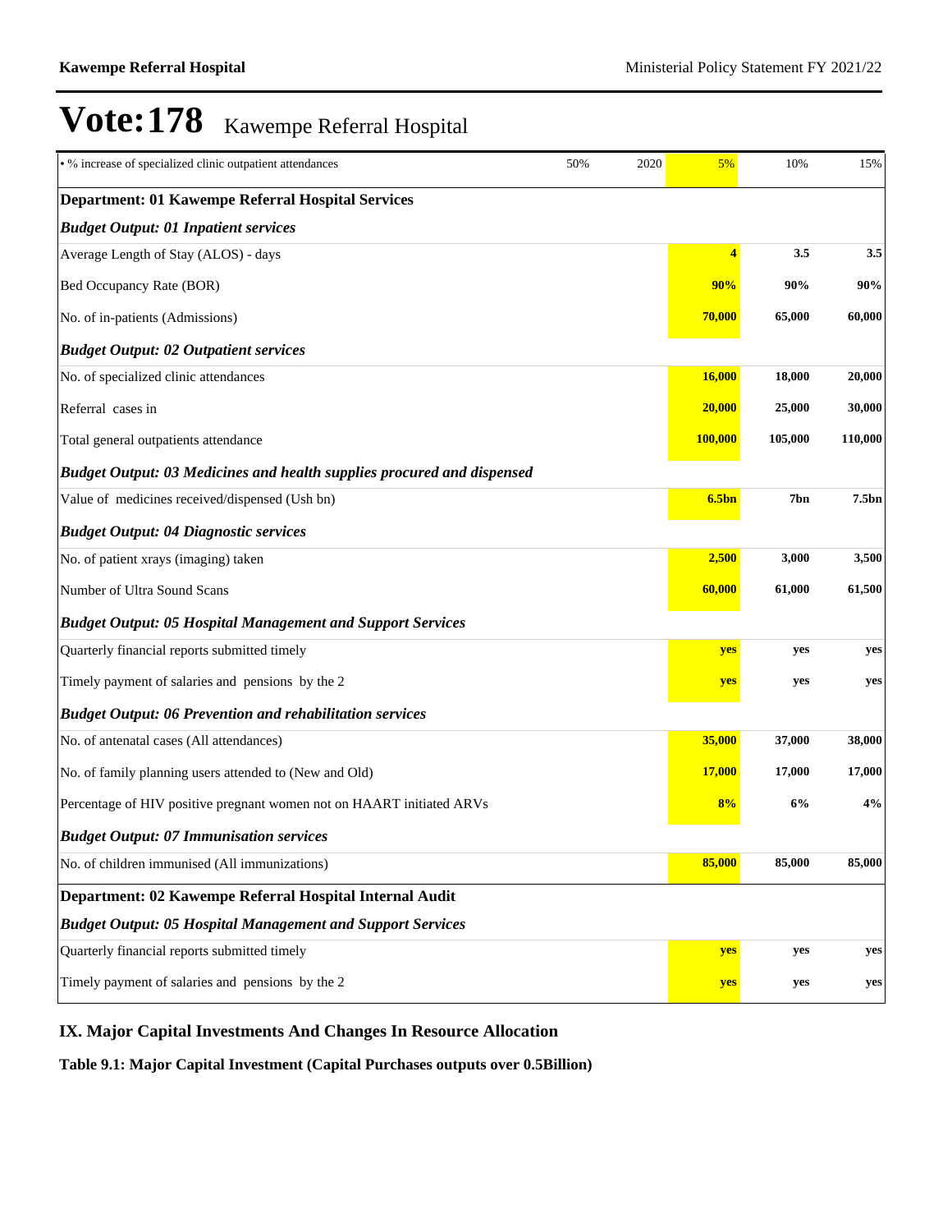# Vote:178 Kawempe Referral Hospital

| | | | | | |
|---|---|---|---|---|---|
| • % increase of specialized clinic outpatient attendances | 50% | 2020 | 5% | 10% | 15% |
| **Department: 01 Kawempe Referral Hospital Services** | | | | | |
| ***Budget Output: 01 Inpatient services*** | | | | | |
| Average Length of Stay (ALOS) - days | | | **4** | **3.5** | **3.5** |
| Bed Occupancy Rate (BOR) | | | **90%** | **90%** | **90%** |
| No. of in-patients (Admissions) | | | **70,000** | **65,000** | **60,000** |
| ***Budget Output: 02 Outpatient services*** | | | | | |
| No. of specialized clinic attendances | | | **16,000** | **18,000** | **20,000** |
| Referral cases in | | | **20,000** | **25,000** | **30,000** |
| Total general outpatients attendance | | | **100,000** | **105,000** | **110,000** |
| ***Budget Output: 03 Medicines and health supplies procured and dispensed*** | | | | | |
| Value of medicines received/dispensed (Ush bn) | | | **6.5bn** | **7bn** | **7.5bn** |
| ***Budget Output: 04 Diagnostic services*** | | | | | |
| No. of patient xrays (imaging) taken | | | **2,500** | **3,000** | **3,500** |
| Number of Ultra Sound Scans | | | **60,000** | **61,000** | **61,500** |
| ***Budget Output: 05 Hospital Management and Support Services*** | | | | | |
| Quarterly financial reports submitted timely | | | **yes** | **yes** | **yes** |
| Timely payment of salaries and pensions by the 2 | | | **yes** | **yes** | **yes** |
| ***Budget Output: 06 Prevention and rehabilitation services*** | | | | | |
| No. of antenatal cases (All attendances) | | | **35,000** | **37,000** | **38,000** |
| No. of family planning users attended to (New and Old) | | | **17,000** | **17,000** | **17,000** |
| Percentage of HIV positive pregnant women not on HAART initiated ARVs | | | **8%** | **6%** | **4%** |
| ***Budget Output: 07 Immunisation services*** | | | | | |
| No. of children immunised (All immunizations) | | | **85,000** | **85,000** | **85,000** |
| **Department: 02 Kawempe Referral Hospital Internal Audit** | | | | | |
| ***Budget Output: 05 Hospital Management and Support Services*** | | | | | |
| Quarterly financial reports submitted timely | | | **yes** | **yes** | **yes** |
| Timely payment of salaries and pensions by the 2 | | | **yes** | **yes** | **yes** |

## IX. Major Capital Investments And Changes In Resource Allocation

**Table 9.1: Major Capital Investment (Capital Purchases outputs over 0.5Billion)**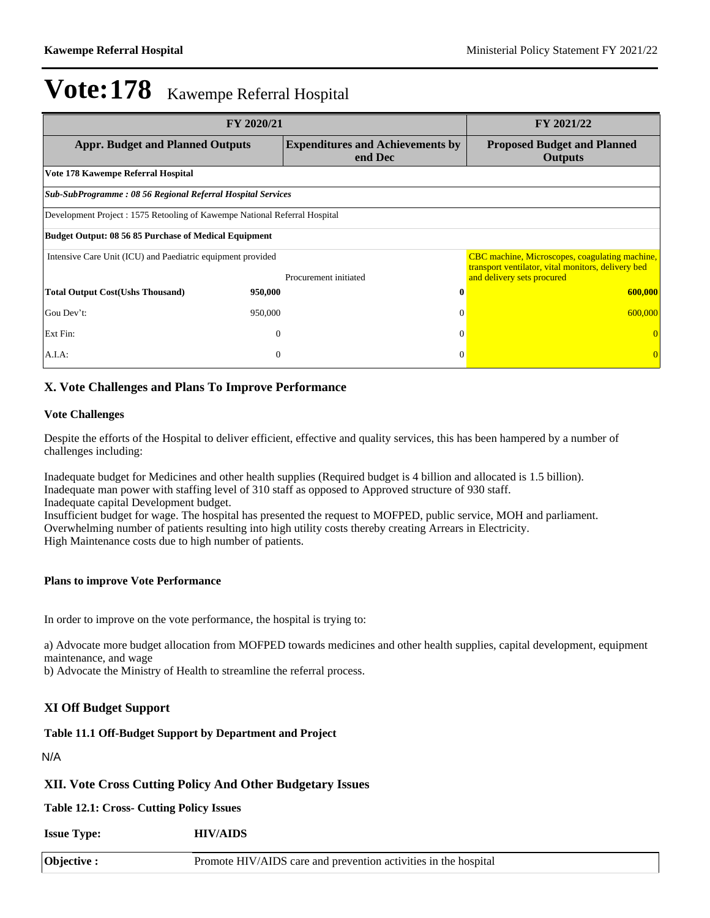# Vote:178 Kawempe Referral Hospital

| FY 2020/21 | | | FY 2021/22 |
|---|---|---|---|
| **Appr. Budget and Planned Outputs** | | **Expenditures and Achievements by end Dec** | **Proposed Budget and Planned Outputs** |
| **Vote 178 Kawempe Referral Hospital** | | | |
| ***Sub-SubProgramme : 08 56 Regional Referral Hospital Services*** | | | |
| Development Project : 1575 Retooling of Kawempe National Referral Hospital | | | |
| **Budget Output: 08 56 85 Purchase of Medical Equipment** | | | |
| Intensive Care Unit (ICU) and Paediatric equipment provided | | Procurement initiated | CBC machine, Microscopes, coagulating machine, transport ventilator, vital monitors, delivery bed and delivery sets procured |
| **Total Output Cost(Ushs Thousand)** | **950,000** | **0** | **600,000** |
| Gou Dev't: | 950,000 | 0 | 600,000 |
| Ext Fin: | 0 | 0 | 0 |
| A.I.A: | 0 | 0 | 0 |

## X. Vote Challenges and Plans To Improve Performance

### Vote Challenges

Despite the efforts of the Hospital to deliver efficient, effective and quality services, this has been hampered by a number of challenges including:

Inadequate budget for Medicines and other health supplies (Required budget is 4 billion and allocated is 1.5 billion).
Inadequate man power with staffing level of 310 staff as opposed to Approved structure of 930 staff.
Inadequate capital Development budget.
Insufficient budget for wage. The hospital has presented the request to MOFPED, public service, MOH and parliament.
Overwhelming number of patients resulting into high utility costs thereby creating Arrears in Electricity.
High Maintenance costs due to high number of patients.

### Plans to improve Vote Performance

In order to improve on the vote performance, the hospital is trying to:

a) Advocate more budget allocation from MOFPED towards medicines and other health supplies, capital development, equipment maintenance, and wage
b) Advocate the Ministry of Health to streamline the referral process.

## XI Off Budget Support

### Table 11.1 Off-Budget Support by Department and Project

N/A

## XII. Vote Cross Cutting Policy And Other Budgetary Issues

### Table 12.1: Cross- Cutting Policy Issues

**Issue Type:** **HIV/AIDS**

| **Objective :** | Promote HIV/AIDS care and prevention activities in the hospital |
|---|---|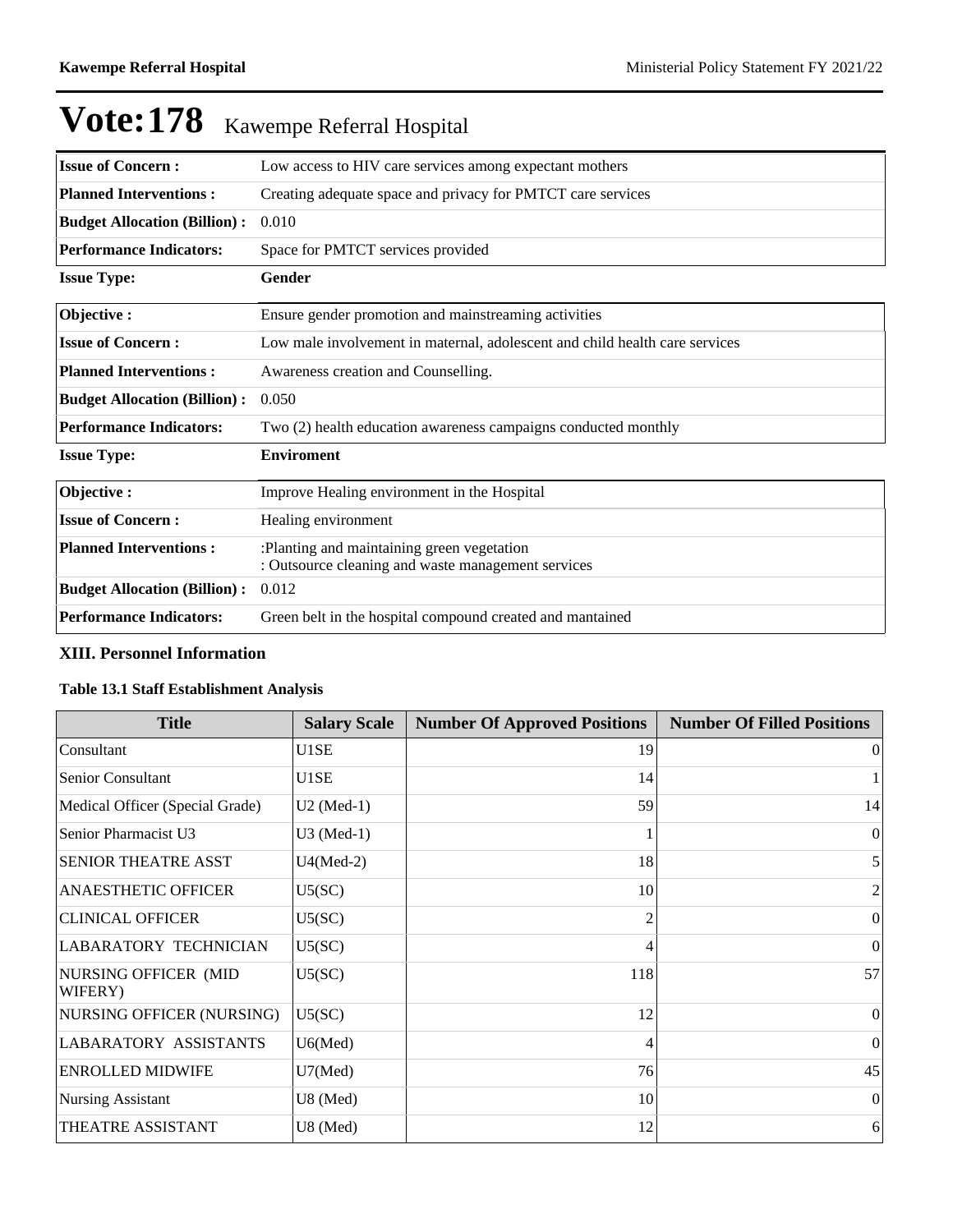# Vote:178 Kawempe Referral Hospital

| | |
|---|---|
| **Issue of Concern :** | Low access to HIV care services among expectant mothers |
| **Planned Interventions :** | Creating adequate space and privacy for PMTCT care services |
| **Budget Allocation (Billion) :** | 0.010 |
| **Performance Indicators:** | Space for PMTCT services provided |

**Issue Type:** **Gender**

| | |
|---|---|
| **Objective :** | Ensure gender promotion and mainstreaming activities |
| **Issue of Concern :** | Low male involvement in maternal, adolescent and child health care services |
| **Planned Interventions :** | Awareness creation and Counselling. |
| **Budget Allocation (Billion) :** | 0.050 |
| **Performance Indicators:** | Two (2) health education awareness campaigns conducted monthly |

**Issue Type:** **Enviroment**

| | |
|---|---|
| **Objective :** | Improve Healing environment in the Hospital |
| **Issue of Concern :** | Healing environment |
| **Planned Interventions :** | :Planting and maintaining green vegetation<br>: Outsource cleaning and waste management services |
| **Budget Allocation (Billion) :** | 0.012 |
| **Performance Indicators:** | Green belt in the hospital compound created and mantained |

### XIII. Personnel Information

**Table 13.1 Staff Establishment Analysis**

| Title | Salary Scale | Number Of Approved Positions | Number Of Filled Positions |
|---|---|---|---|
| Consultant | U1SE | 19 | 0 |
| Senior Consultant | U1SE | 14 | 1 |
| Medical Officer (Special Grade) | U2 (Med-1) | 59 | 14 |
| Senior Pharmacist U3 | U3 (Med-1) | 1 | 0 |
| SENIOR THEATRE ASST | U4(Med-2) | 18 | 5 |
| ANAESTHETIC OFFICER | U5(SC) | 10 | 2 |
| CLINICAL OFFICER | U5(SC) | 2 | 0 |
| LABARATORY TECHNICIAN | U5(SC) | 4 | 0 |
| NURSING OFFICER (MID WIFERY) | U5(SC) | 118 | 57 |
| NURSING OFFICER (NURSING) | U5(SC) | 12 | 0 |
| LABARATORY ASSISTANTS | U6(Med) | 4 | 0 |
| ENROLLED MIDWIFE | U7(Med) | 76 | 45 |
| Nursing Assistant | U8 (Med) | 10 | 0 |
| THEATRE ASSISTANT | U8 (Med) | 12 | 6 |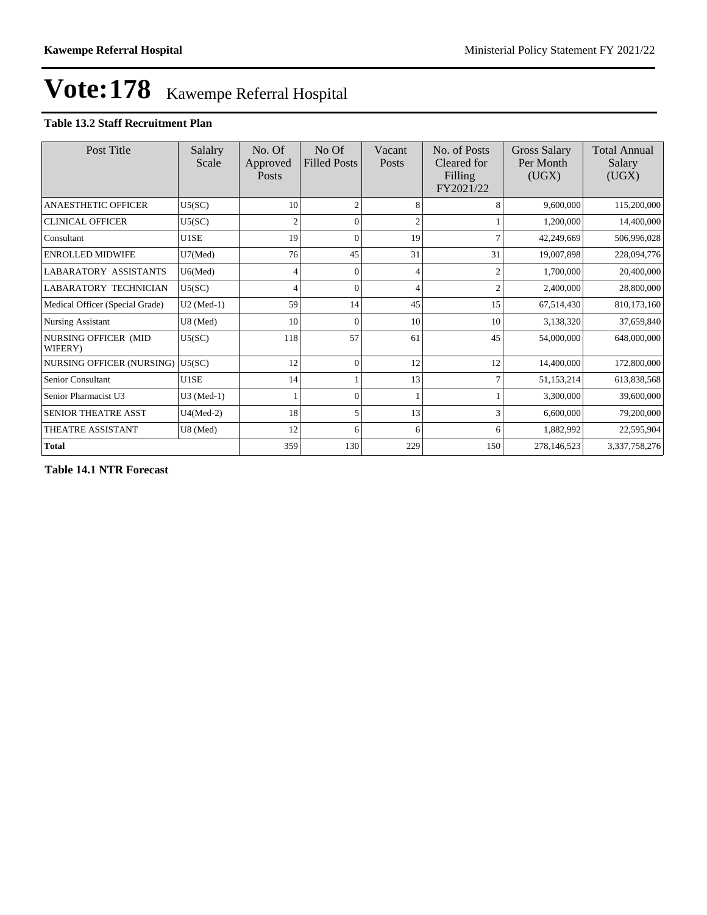# Vote:178 Kawempe Referral Hospital

**Table 13.2 Staff Recruitment Plan**

| Post Title | Salalry Scale | No. Of Approved Posts | No Of Filled Posts | Vacant Posts | No. of Posts Cleared for Filling FY2021/22 | Gross Salary Per Month (UGX) | Total Annual Salary (UGX) |
|---|---|---|---|---|---|---|---|
| ANAESTHETIC OFFICER | U5(SC) | 10 | 2 | 8 | 8 | 9,600,000 | 115,200,000 |
| CLINICAL OFFICER | U5(SC) | 2 | 0 | 2 | 1 | 1,200,000 | 14,400,000 |
| Consultant | U1SE | 19 | 0 | 19 | 7 | 42,249,669 | 506,996,028 |
| ENROLLED MIDWIFE | U7(Med) | 76 | 45 | 31 | 31 | 19,007,898 | 228,094,776 |
| LABARATORY ASSISTANTS | U6(Med) | 4 | 0 | 4 | 2 | 1,700,000 | 20,400,000 |
| LABARATORY TECHNICIAN | U5(SC) | 4 | 0 | 4 | 2 | 2,400,000 | 28,800,000 |
| Medical Officer (Special Grade) | U2 (Med-1) | 59 | 14 | 45 | 15 | 67,514,430 | 810,173,160 |
| Nursing Assistant | U8 (Med) | 10 | 0 | 10 | 10 | 3,138,320 | 37,659,840 |
| NURSING OFFICER (MID WIFERY) | U5(SC) | 118 | 57 | 61 | 45 | 54,000,000 | 648,000,000 |
| NURSING OFFICER (NURSING) | U5(SC) | 12 | 0 | 12 | 12 | 14,400,000 | 172,800,000 |
| Senior Consultant | U1SE | 14 | 1 | 13 | 7 | 51,153,214 | 613,838,568 |
| Senior Pharmacist U3 | U3 (Med-1) | 1 | 0 | 1 | 1 | 3,300,000 | 39,600,000 |
| SENIOR THEATRE ASST | U4(Med-2) | 18 | 5 | 13 | 3 | 6,600,000 | 79,200,000 |
| THEATRE ASSISTANT | U8 (Med) | 12 | 6 | 6 | 6 | 1,882,992 | 22,595,904 |
| **Total** | | 359 | 130 | 229 | 150 | 278,146,523 | 3,337,758,276 |

**Table 14.1 NTR Forecast**